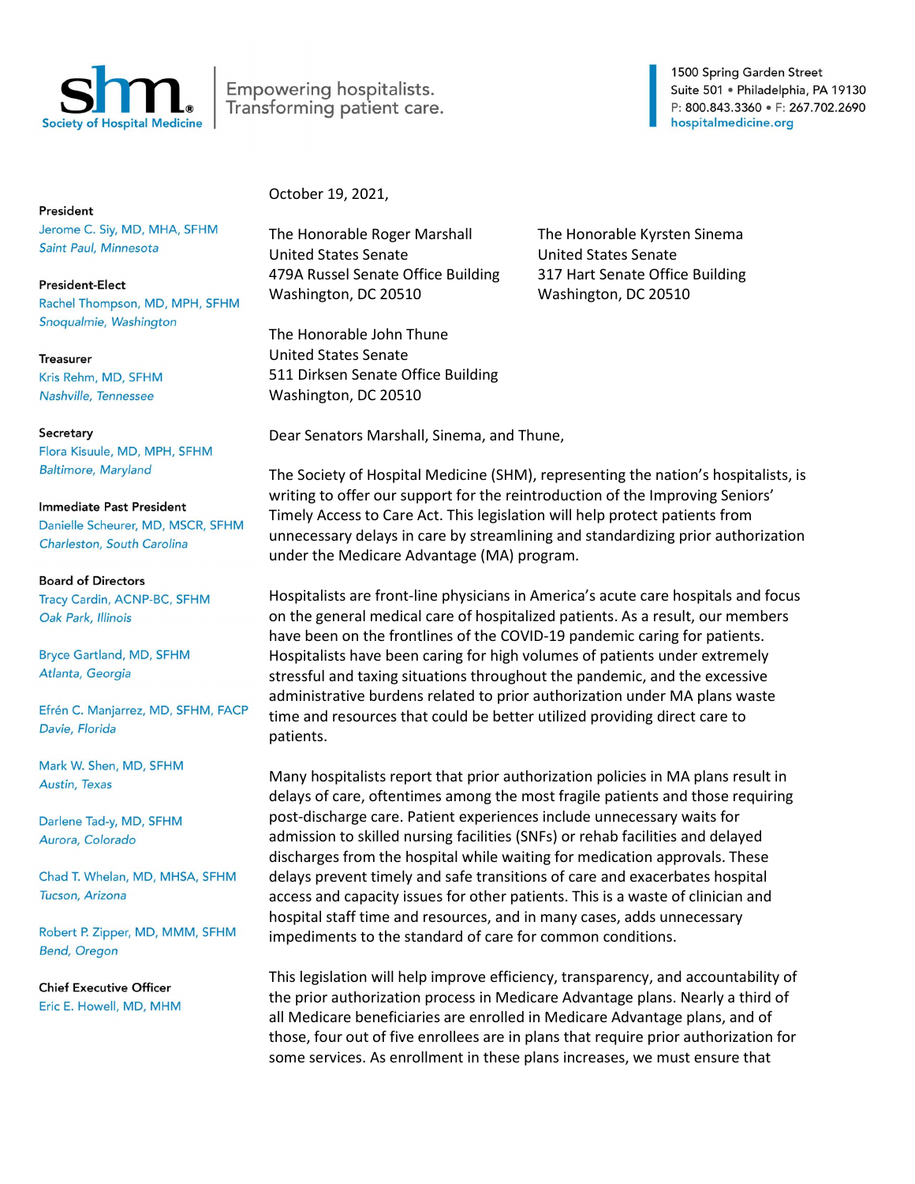**shm** Society of Hospital Medicine | Empowering hospitalists. Transforming patient care.

1500 Spring Garden Street
Suite 501 • Philadelphia, PA 19130
P: 800.843.3360 • F: 267.702.2690
hospitalmedicine.org

**President**
Jerome C. Siy, MD, MHA, SFHM
*Saint Paul, Minnesota*

**President-Elect**
Rachel Thompson, MD, MPH, SFHM
*Snoqualmie, Washington*

**Treasurer**
Kris Rehm, MD, SFHM
*Nashville, Tennessee*

**Secretary**
Flora Kisuule, MD, MPH, SFHM
*Baltimore, Maryland*

**Immediate Past President**
Danielle Scheurer, MD, MSCR, SFHM
*Charleston, South Carolina*

**Board of Directors**
Tracy Cardin, ACNP-BC, SFHM
*Oak Park, Illinois*

Bryce Gartland, MD, SFHM
*Atlanta, Georgia*

Efrén C. Manjarrez, MD, SFHM, FACP
*Davie, Florida*

Mark W. Shen, MD, SFHM
*Austin, Texas*

Darlene Tad-y, MD, SFHM
*Aurora, Colorado*

Chad T. Whelan, MD, MHSA, SFHM
*Tucson, Arizona*

Robert P. Zipper, MD, MMM, SFHM
*Bend, Oregon*

**Chief Executive Officer**
Eric E. Howell, MD, MHM

October 19, 2021,

The Honorable Roger Marshall
United States Senate
479A Russel Senate Office Building
Washington, DC 20510

The Honorable Kyrsten Sinema
United States Senate
317 Hart Senate Office Building
Washington, DC 20510

The Honorable John Thune
United States Senate
511 Dirksen Senate Office Building
Washington, DC 20510

Dear Senators Marshall, Sinema, and Thune,

The Society of Hospital Medicine (SHM), representing the nation's hospitalists, is writing to offer our support for the reintroduction of the Improving Seniors' Timely Access to Care Act. This legislation will help protect patients from unnecessary delays in care by streamlining and standardizing prior authorization under the Medicare Advantage (MA) program.

Hospitalists are front-line physicians in America's acute care hospitals and focus on the general medical care of hospitalized patients. As a result, our members have been on the frontlines of the COVID-19 pandemic caring for patients. Hospitalists have been caring for high volumes of patients under extremely stressful and taxing situations throughout the pandemic, and the excessive administrative burdens related to prior authorization under MA plans waste time and resources that could be better utilized providing direct care to patients.

Many hospitalists report that prior authorization policies in MA plans result in delays of care, oftentimes among the most fragile patients and those requiring post-discharge care. Patient experiences include unnecessary waits for admission to skilled nursing facilities (SNFs) or rehab facilities and delayed discharges from the hospital while waiting for medication approvals. These delays prevent timely and safe transitions of care and exacerbates hospital access and capacity issues for other patients. This is a waste of clinician and hospital staff time and resources, and in many cases, adds unnecessary impediments to the standard of care for common conditions.

This legislation will help improve efficiency, transparency, and accountability of the prior authorization process in Medicare Advantage plans. Nearly a third of all Medicare beneficiaries are enrolled in Medicare Advantage plans, and of those, four out of five enrollees are in plans that require prior authorization for some services. As enrollment in these plans increases, we must ensure that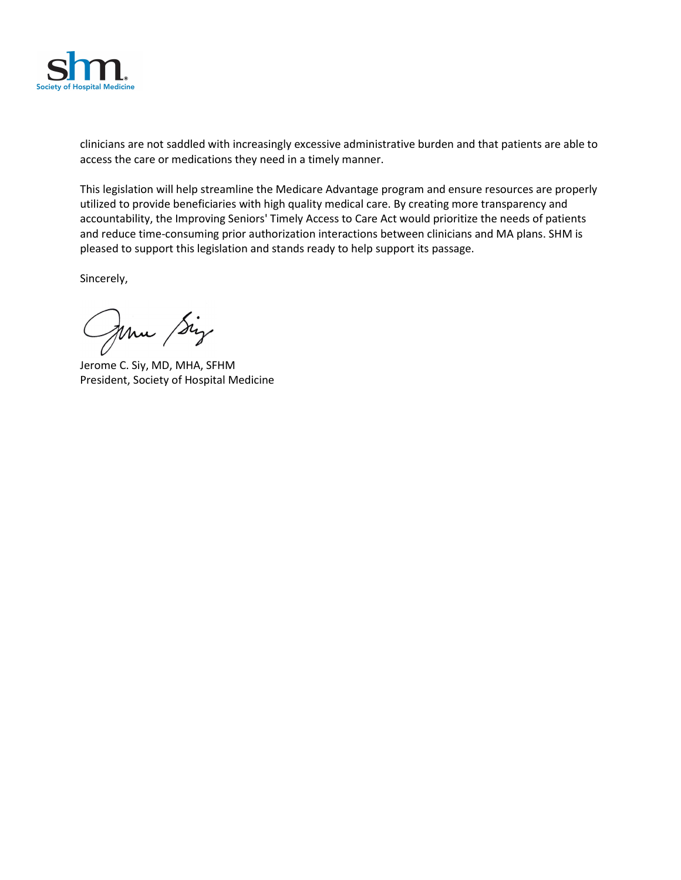clinicians are not saddled with increasingly excessive administrative burden and that patients are able to access the care or medications they need in a timely manner.

This legislation will help streamline the Medicare Advantage program and ensure resources are properly utilized to provide beneficiaries with high quality medical care. By creating more transparency and accountability, the Improving Seniors' Timely Access to Care Act would prioritize the needs of patients and reduce time-consuming prior authorization interactions between clinicians and MA plans. SHM is pleased to support this legislation and stands ready to help support its passage.

Sincerely,

Jerome C. Siy, MD, MHA, SFHM
President, Society of Hospital Medicine